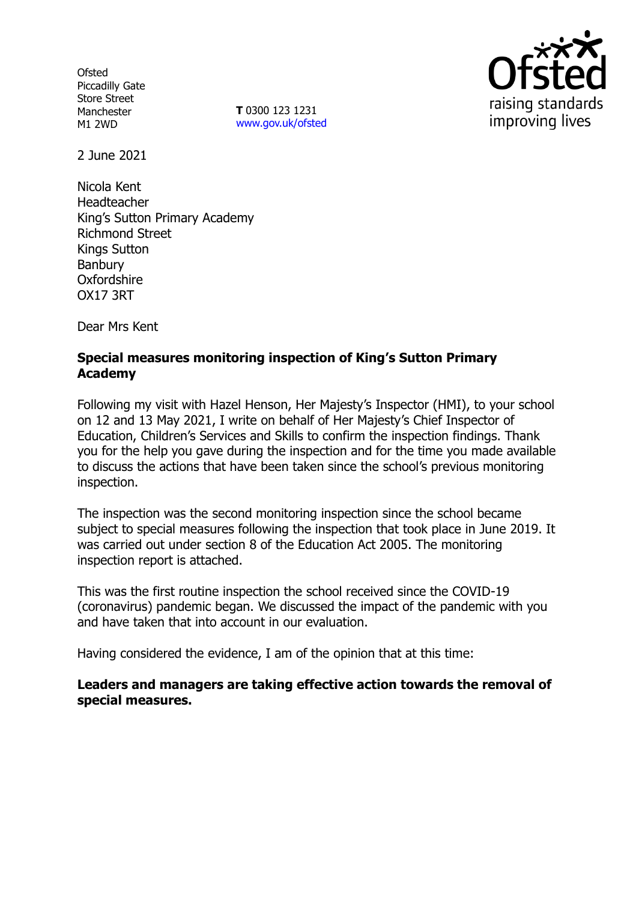Ofsted
Piccadilly Gate
Store Street
Manchester
M1 2WD

**T** 0300 123 1231
www.gov.uk/ofsted

2 June 2021

Nicola Kent
Headteacher
King's Sutton Primary Academy
Richmond Street
Kings Sutton
Banbury
Oxfordshire
OX17 3RT

Dear Mrs Kent

**Special measures monitoring inspection of King's Sutton Primary Academy**

Following my visit with Hazel Henson, Her Majesty's Inspector (HMI), to your school on 12 and 13 May 2021, I write on behalf of Her Majesty's Chief Inspector of Education, Children's Services and Skills to confirm the inspection findings. Thank you for the help you gave during the inspection and for the time you made available to discuss the actions that have been taken since the school's previous monitoring inspection.

The inspection was the second monitoring inspection since the school became subject to special measures following the inspection that took place in June 2019. It was carried out under section 8 of the Education Act 2005. The monitoring inspection report is attached.

This was the first routine inspection the school received since the COVID-19 (coronavirus) pandemic began. We discussed the impact of the pandemic with you and have taken that into account in our evaluation.

Having considered the evidence, I am of the opinion that at this time:

**Leaders and managers are taking effective action towards the removal of special measures.**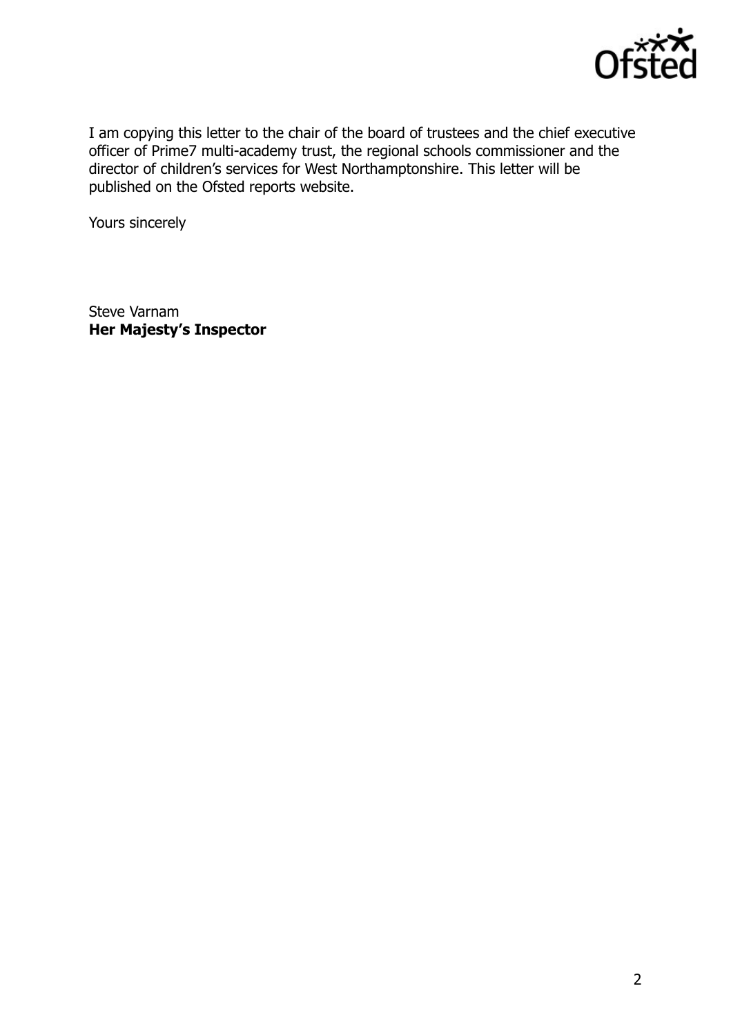I am copying this letter to the chair of the board of trustees and the chief executive officer of Prime7 multi-academy trust, the regional schools commissioner and the director of children's services for West Northamptonshire. This letter will be published on the Ofsted reports website.

Yours sincerely

Steve Varnam
**Her Majesty's Inspector**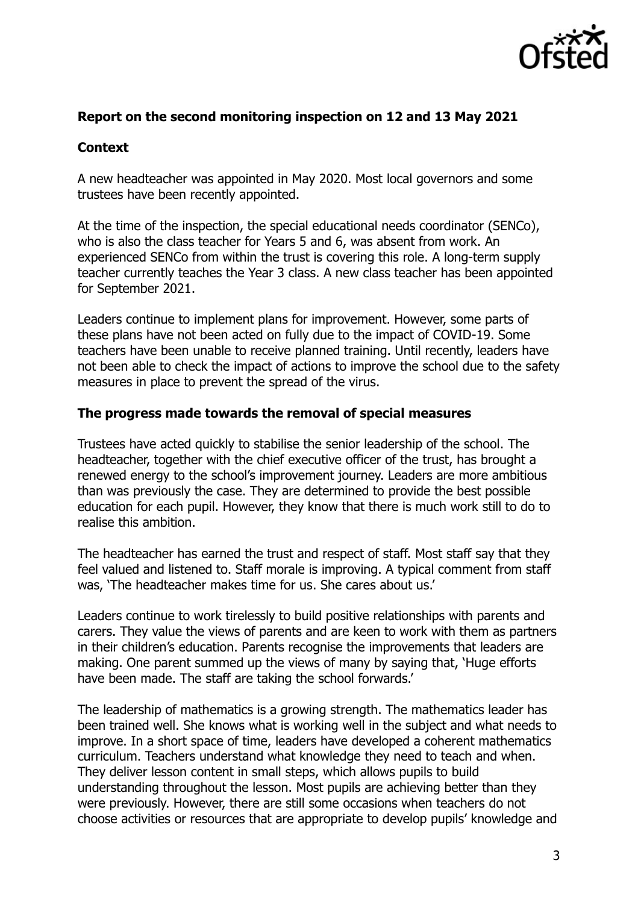**Report on the second monitoring inspection on 12 and 13 May 2021**

**Context**

A new headteacher was appointed in May 2020. Most local governors and some trustees have been recently appointed.

At the time of the inspection, the special educational needs coordinator (SENCo), who is also the class teacher for Years 5 and 6, was absent from work. An experienced SENCo from within the trust is covering this role. A long-term supply teacher currently teaches the Year 3 class. A new class teacher has been appointed for September 2021.

Leaders continue to implement plans for improvement. However, some parts of these plans have not been acted on fully due to the impact of COVID-19. Some teachers have been unable to receive planned training. Until recently, leaders have not been able to check the impact of actions to improve the school due to the safety measures in place to prevent the spread of the virus.

**The progress made towards the removal of special measures**

Trustees have acted quickly to stabilise the senior leadership of the school. The headteacher, together with the chief executive officer of the trust, has brought a renewed energy to the school's improvement journey. Leaders are more ambitious than was previously the case. They are determined to provide the best possible education for each pupil. However, they know that there is much work still to do to realise this ambition.

The headteacher has earned the trust and respect of staff. Most staff say that they feel valued and listened to. Staff morale is improving. A typical comment from staff was, 'The headteacher makes time for us. She cares about us.'

Leaders continue to work tirelessly to build positive relationships with parents and carers. They value the views of parents and are keen to work with them as partners in their children's education. Parents recognise the improvements that leaders are making. One parent summed up the views of many by saying that, 'Huge efforts have been made. The staff are taking the school forwards.'

The leadership of mathematics is a growing strength. The mathematics leader has been trained well. She knows what is working well in the subject and what needs to improve. In a short space of time, leaders have developed a coherent mathematics curriculum. Teachers understand what knowledge they need to teach and when. They deliver lesson content in small steps, which allows pupils to build understanding throughout the lesson. Most pupils are achieving better than they were previously. However, there are still some occasions when teachers do not choose activities or resources that are appropriate to develop pupils' knowledge and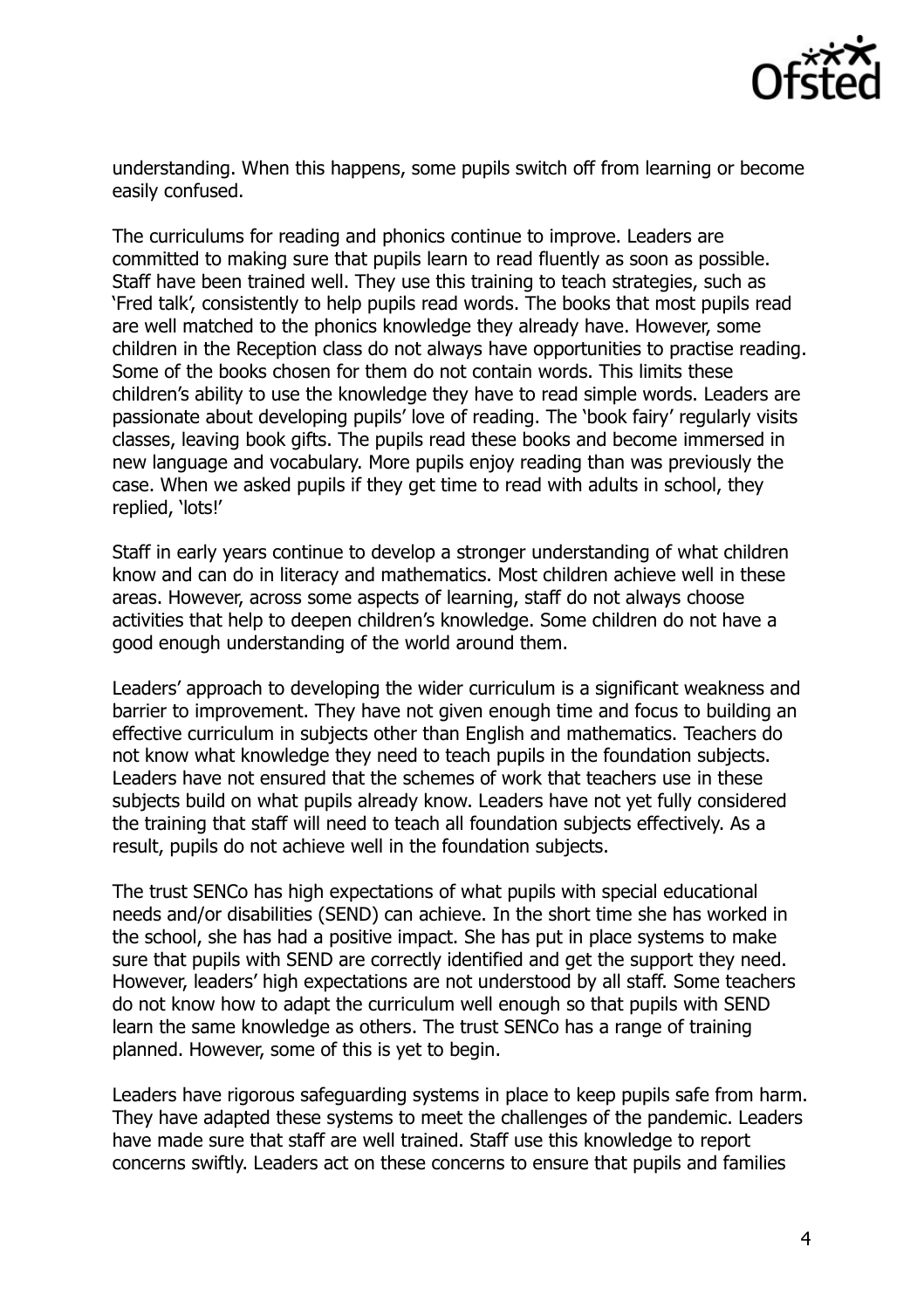understanding. When this happens, some pupils switch off from learning or become easily confused.

The curriculums for reading and phonics continue to improve. Leaders are committed to making sure that pupils learn to read fluently as soon as possible. Staff have been trained well. They use this training to teach strategies, such as 'Fred talk', consistently to help pupils read words. The books that most pupils read are well matched to the phonics knowledge they already have. However, some children in the Reception class do not always have opportunities to practise reading. Some of the books chosen for them do not contain words. This limits these children's ability to use the knowledge they have to read simple words. Leaders are passionate about developing pupils' love of reading. The 'book fairy' regularly visits classes, leaving book gifts. The pupils read these books and become immersed in new language and vocabulary. More pupils enjoy reading than was previously the case. When we asked pupils if they get time to read with adults in school, they replied, 'lots!'

Staff in early years continue to develop a stronger understanding of what children know and can do in literacy and mathematics. Most children achieve well in these areas. However, across some aspects of learning, staff do not always choose activities that help to deepen children's knowledge. Some children do not have a good enough understanding of the world around them.

Leaders' approach to developing the wider curriculum is a significant weakness and barrier to improvement. They have not given enough time and focus to building an effective curriculum in subjects other than English and mathematics. Teachers do not know what knowledge they need to teach pupils in the foundation subjects. Leaders have not ensured that the schemes of work that teachers use in these subjects build on what pupils already know. Leaders have not yet fully considered the training that staff will need to teach all foundation subjects effectively. As a result, pupils do not achieve well in the foundation subjects.

The trust SENCo has high expectations of what pupils with special educational needs and/or disabilities (SEND) can achieve. In the short time she has worked in the school, she has had a positive impact. She has put in place systems to make sure that pupils with SEND are correctly identified and get the support they need. However, leaders' high expectations are not understood by all staff. Some teachers do not know how to adapt the curriculum well enough so that pupils with SEND learn the same knowledge as others. The trust SENCo has a range of training planned. However, some of this is yet to begin.

Leaders have rigorous safeguarding systems in place to keep pupils safe from harm. They have adapted these systems to meet the challenges of the pandemic. Leaders have made sure that staff are well trained. Staff use this knowledge to report concerns swiftly. Leaders act on these concerns to ensure that pupils and families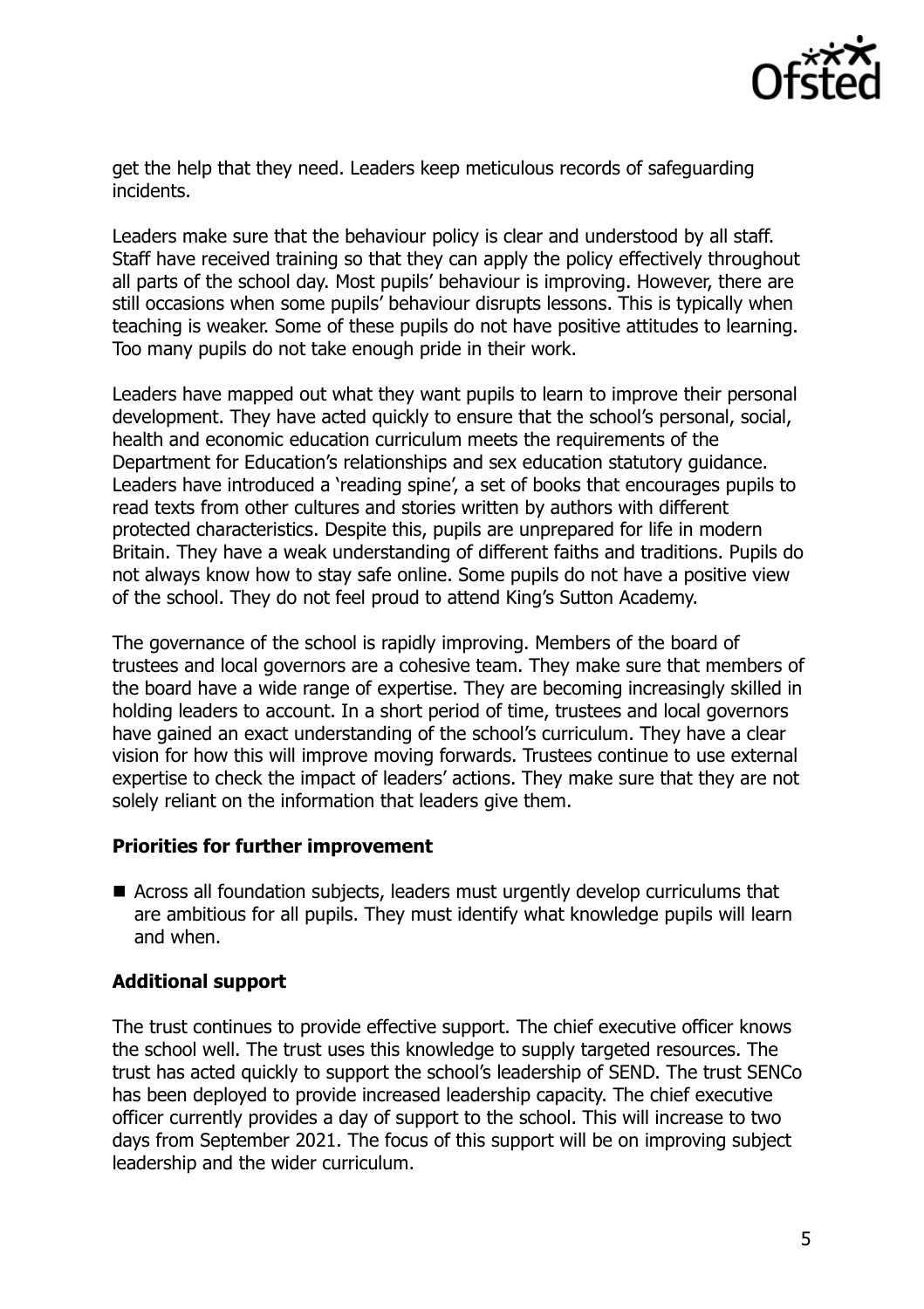get the help that they need. Leaders keep meticulous records of safeguarding incidents.

Leaders make sure that the behaviour policy is clear and understood by all staff. Staff have received training so that they can apply the policy effectively throughout all parts of the school day. Most pupils' behaviour is improving. However, there are still occasions when some pupils' behaviour disrupts lessons. This is typically when teaching is weaker. Some of these pupils do not have positive attitudes to learning. Too many pupils do not take enough pride in their work.

Leaders have mapped out what they want pupils to learn to improve their personal development. They have acted quickly to ensure that the school's personal, social, health and economic education curriculum meets the requirements of the Department for Education's relationships and sex education statutory guidance. Leaders have introduced a 'reading spine', a set of books that encourages pupils to read texts from other cultures and stories written by authors with different protected characteristics. Despite this, pupils are unprepared for life in modern Britain. They have a weak understanding of different faiths and traditions. Pupils do not always know how to stay safe online. Some pupils do not have a positive view of the school. They do not feel proud to attend King's Sutton Academy.

The governance of the school is rapidly improving. Members of the board of trustees and local governors are a cohesive team. They make sure that members of the board have a wide range of expertise. They are becoming increasingly skilled in holding leaders to account. In a short period of time, trustees and local governors have gained an exact understanding of the school's curriculum. They have a clear vision for how this will improve moving forwards. Trustees continue to use external expertise to check the impact of leaders' actions. They make sure that they are not solely reliant on the information that leaders give them.

## Priorities for further improvement

- Across all foundation subjects, leaders must urgently develop curriculums that are ambitious for all pupils. They must identify what knowledge pupils will learn and when.

## Additional support

The trust continues to provide effective support. The chief executive officer knows the school well. The trust uses this knowledge to supply targeted resources. The trust has acted quickly to support the school's leadership of SEND. The trust SENCo has been deployed to provide increased leadership capacity. The chief executive officer currently provides a day of support to the school. This will increase to two days from September 2021. The focus of this support will be on improving subject leadership and the wider curriculum.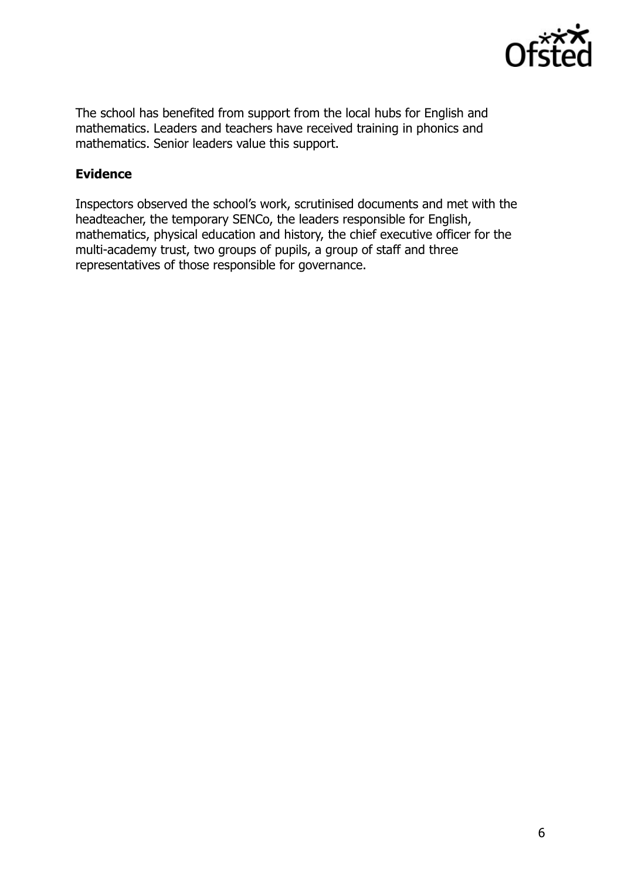The school has benefited from support from the local hubs for English and mathematics. Leaders and teachers have received training in phonics and mathematics. Senior leaders value this support.

**Evidence**

Inspectors observed the school's work, scrutinised documents and met with the headteacher, the temporary SENCo, the leaders responsible for English, mathematics, physical education and history, the chief executive officer for the multi-academy trust, two groups of pupils, a group of staff and three representatives of those responsible for governance.